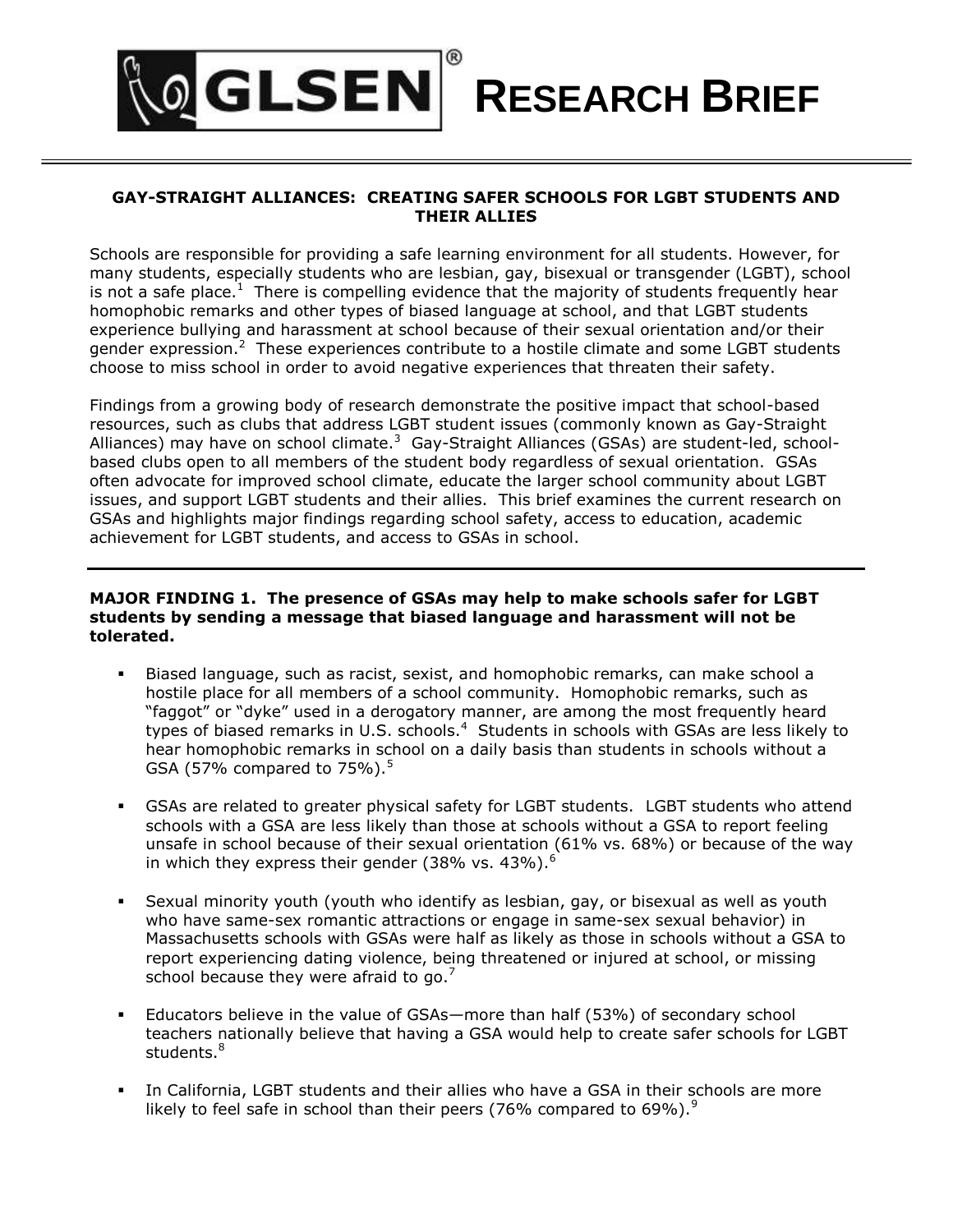# GLSEN® RESEARCH BRIEF

## GAY-STRAIGHT ALLIANCES: CREATING SAFER SCHOOLS FOR LGBT STUDENTS AND THEIR ALLIES

Schools are responsible for providing a safe learning environment for all students. However, for many students, especially students who are lesbian, gay, bisexual or transgender (LGBT), school is not a safe place.[1] There is compelling evidence that the majority of students frequently hear homophobic remarks and other types of biased language at school, and that LGBT students experience bullying and harassment at school because of their sexual orientation and/or their gender expression.[2] These experiences contribute to a hostile climate and some LGBT students choose to miss school in order to avoid negative experiences that threaten their safety.

Findings from a growing body of research demonstrate the positive impact that school-based resources, such as clubs that address LGBT student issues (commonly known as Gay-Straight Alliances) may have on school climate.[3] Gay-Straight Alliances (GSAs) are student-led, school-based clubs open to all members of the student body regardless of sexual orientation. GSAs often advocate for improved school climate, educate the larger school community about LGBT issues, and support LGBT students and their allies. This brief examines the current research on GSAs and highlights major findings regarding school safety, access to education, academic achievement for LGBT students, and access to GSAs in school.

---

**MAJOR FINDING 1. The presence of GSAs may help to make schools safer for LGBT students by sending a message that biased language and harassment will not be tolerated.**

- Biased language, such as racist, sexist, and homophobic remarks, can make school a hostile place for all members of a school community. Homophobic remarks, such as "faggot" or "dyke" used in a derogatory manner, are among the most frequently heard types of biased remarks in U.S. schools.[4] Students in schools with GSAs are less likely to hear homophobic remarks in school on a daily basis than students in schools without a GSA (57% compared to 75%).[5]

- GSAs are related to greater physical safety for LGBT students. LGBT students who attend schools with a GSA are less likely than those at schools without a GSA to report feeling unsafe in school because of their sexual orientation (61% vs. 68%) or because of the way in which they express their gender (38% vs. 43%).[6]

- Sexual minority youth (youth who identify as lesbian, gay, or bisexual as well as youth who have same-sex romantic attractions or engage in same-sex sexual behavior) in Massachusetts schools with GSAs were half as likely as those in schools without a GSA to report experiencing dating violence, being threatened or injured at school, or missing school because they were afraid to go.[7]

- Educators believe in the value of GSAs—more than half (53%) of secondary school teachers nationally believe that having a GSA would help to create safer schools for LGBT students.[8]

- In California, LGBT students and their allies who have a GSA in their schools are more likely to feel safe in school than their peers (76% compared to 69%).[9]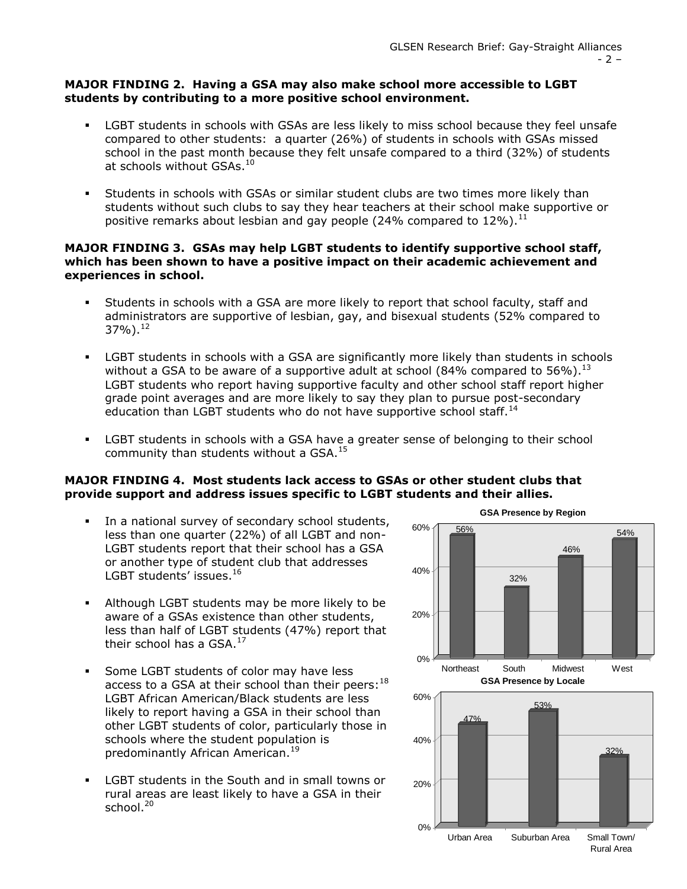**MAJOR FINDING 2. Having a GSA may also make school more accessible to LGBT students by contributing to a more positive school environment.**

- LGBT students in schools with GSAs are less likely to miss school because they feel unsafe compared to other students: a quarter (26%) of students in schools with GSAs missed school in the past month because they felt unsafe compared to a third (32%) of students at schools without GSAs.[10]

- Students in schools with GSAs or similar student clubs are two times more likely than students without such clubs to say they hear teachers at their school make supportive or positive remarks about lesbian and gay people (24% compared to 12%).[11]

**MAJOR FINDING 3. GSAs may help LGBT students to identify supportive school staff, which has been shown to have a positive impact on their academic achievement and experiences in school.**

- Students in schools with a GSA are more likely to report that school faculty, staff and administrators are supportive of lesbian, gay, and bisexual students (52% compared to 37%).[12]

- LGBT students in schools with a GSA are significantly more likely than students in schools without a GSA to be aware of a supportive adult at school (84% compared to 56%).[13] LGBT students who report having supportive faculty and other school staff report higher grade point averages and are more likely to say they plan to pursue post-secondary education than LGBT students who do not have supportive school staff.[14]

- LGBT students in schools with a GSA have a greater sense of belonging to their school community than students without a GSA.[15]

**MAJOR FINDING 4. Most students lack access to GSAs or other student clubs that provide support and address issues specific to LGBT students and their allies.**

- In a national survey of secondary school students, less than one quarter (22%) of all LGBT and non-LGBT students report that their school has a GSA or another type of student club that addresses LGBT students' issues.[16]

- Although LGBT students may be more likely to be aware of a GSAs existence than other students, less than half of LGBT students (47%) report that their school has a GSA.[17]

- Some LGBT students of color may have less access to a GSA at their school than their peers:[18] LGBT African American/Black students are less likely to report having a GSA in their school than other LGBT students of color, particularly those in schools where the student population is predominantly African American.[19]

- LGBT students in the South and in small towns or rural areas are least likely to have a GSA in their school.[20]

**GSA Presence by Region**

| Region | GSA Presence |
|---|---|
| Northeast | 56% |
| South | 32% |
| Midwest | 46% |
| West | 54% |

**GSA Presence by Locale**

| Locale | GSA Presence |
|---|---|
| Urban Area | 47% |
| Suburban Area | 53% |
| Small Town/ Rural Area | 32% |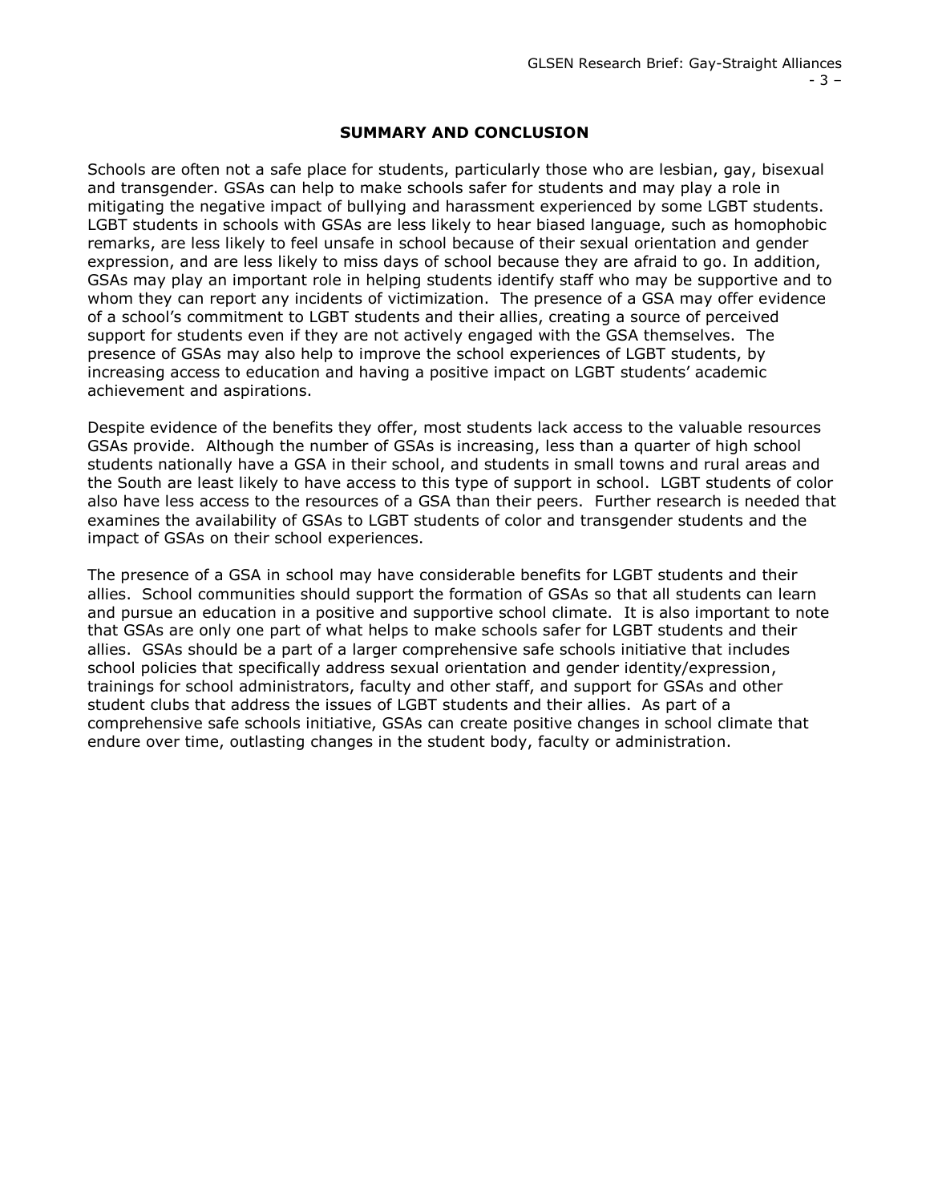## SUMMARY AND CONCLUSION

Schools are often not a safe place for students, particularly those who are lesbian, gay, bisexual and transgender. GSAs can help to make schools safer for students and may play a role in mitigating the negative impact of bullying and harassment experienced by some LGBT students. LGBT students in schools with GSAs are less likely to hear biased language, such as homophobic remarks, are less likely to feel unsafe in school because of their sexual orientation and gender expression, and are less likely to miss days of school because they are afraid to go. In addition, GSAs may play an important role in helping students identify staff who may be supportive and to whom they can report any incidents of victimization. The presence of a GSA may offer evidence of a school's commitment to LGBT students and their allies, creating a source of perceived support for students even if they are not actively engaged with the GSA themselves. The presence of GSAs may also help to improve the school experiences of LGBT students, by increasing access to education and having a positive impact on LGBT students' academic achievement and aspirations.

Despite evidence of the benefits they offer, most students lack access to the valuable resources GSAs provide. Although the number of GSAs is increasing, less than a quarter of high school students nationally have a GSA in their school, and students in small towns and rural areas and the South are least likely to have access to this type of support in school. LGBT students of color also have less access to the resources of a GSA than their peers. Further research is needed that examines the availability of GSAs to LGBT students of color and transgender students and the impact of GSAs on their school experiences.

The presence of a GSA in school may have considerable benefits for LGBT students and their allies. School communities should support the formation of GSAs so that all students can learn and pursue an education in a positive and supportive school climate. It is also important to note that GSAs are only one part of what helps to make schools safer for LGBT students and their allies. GSAs should be a part of a larger comprehensive safe schools initiative that includes school policies that specifically address sexual orientation and gender identity/expression, trainings for school administrators, faculty and other staff, and support for GSAs and other student clubs that address the issues of LGBT students and their allies. As part of a comprehensive safe schools initiative, GSAs can create positive changes in school climate that endure over time, outlasting changes in the student body, faculty or administration.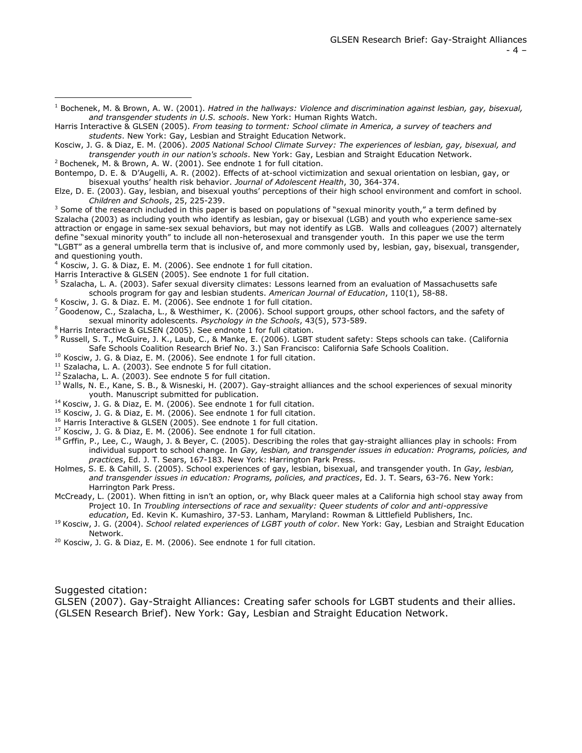[1] Bochenek, M. & Brown, A. W. (2001). *Hatred in the hallways: Violence and discrimination against lesbian, gay, bisexual, and transgender students in U.S. schools*. New York: Human Rights Watch.

Harris Interactive & GLSEN (2005). *From teasing to torment: School climate in America, a survey of teachers and students*. New York: Gay, Lesbian and Straight Education Network.

Kosciw, J. G. & Diaz, E. M. (2006). *2005 National School Climate Survey: The experiences of lesbian, gay, bisexual, and transgender youth in our nation's schools*. New York: Gay, Lesbian and Straight Education Network.

[2] Bochenek, M. & Brown, A. W. (2001). See endnote 1 for full citation.

Bontempo, D. E. & D'Augelli, A. R. (2002). Effects of at-school victimization and sexual orientation on lesbian, gay, or bisexual youths' health risk behavior. *Journal of Adolescent Health*, 30, 364-374.

Elze, D. E. (2003). Gay, lesbian, and bisexual youths' perceptions of their high school environment and comfort in school. *Children and Schools*, 25, 225-239.

[3] Some of the research included in this paper is based on populations of "sexual minority youth," a term defined by Szalacha (2003) as including youth who identify as lesbian, gay or bisexual (LGB) and youth who experience same-sex attraction or engage in same-sex sexual behaviors, but may not identify as LGB. Walls and colleagues (2007) alternately define "sexual minority youth" to include all non-heterosexual and transgender youth. In this paper we use the term "LGBT" as a general umbrella term that is inclusive of, and more commonly used by, lesbian, gay, bisexual, transgender, and questioning youth.

[4] Kosciw, J. G. & Diaz, E. M. (2006). See endnote 1 for full citation.

Harris Interactive & GLSEN (2005). See endnote 1 for full citation.

[5] Szalacha, L. A. (2003). Safer sexual diversity climates: Lessons learned from an evaluation of Massachusetts safe schools program for gay and lesbian students. *American Journal of Education*, 110(1), 58-88.

[6] Kosciw, J. G. & Diaz. E. M. (2006). See endnote 1 for full citation.

[7] Goodenow, C., Szalacha, L., & Westhimer, K. (2006). School support groups, other school factors, and the safety of sexual minority adolescents. *Psychology in the Schools*, 43(5), 573-589.

[8] Harris Interactive & GLSEN (2005). See endnote 1 for full citation.

[9] Russell, S. T., McGuire, J. K., Laub, C., & Manke, E. (2006). LGBT student safety: Steps schools can take. (California Safe Schools Coalition Research Brief No. 3.) San Francisco: California Safe Schools Coalition.

[10] Kosciw, J. G. & Diaz, E. M. (2006). See endnote 1 for full citation.

[11] Szalacha, L. A. (2003). See endnote 5 for full citation.

[12] Szalacha, L. A. (2003). See endnote 5 for full citation.

[13] Walls, N. E., Kane, S. B., & Wisneski, H. (2007). Gay-straight alliances and the school experiences of sexual minority youth. Manuscript submitted for publication.

[14] Kosciw, J. G. & Diaz, E. M. (2006). See endnote 1 for full citation.

[15] Kosciw, J. G. & Diaz, E. M. (2006). See endnote 1 for full citation.

[16] Harris Interactive & GLSEN (2005). See endnote 1 for full citation.

[17] Kosciw, J. G. & Diaz, E. M. (2006). See endnote 1 for full citation.

[18] Grffin, P., Lee, C., Waugh, J. & Beyer, C. (2005). Describing the roles that gay-straight alliances play in schools: From individual support to school change. In *Gay, lesbian, and transgender issues in education: Programs, policies, and practices*, Ed. J. T. Sears, 167-183. New York: Harrington Park Press.

Holmes, S. E. & Cahill, S. (2005). School experiences of gay, lesbian, bisexual, and transgender youth. In *Gay, lesbian, and transgender issues in education: Programs, policies, and practices*, Ed. J. T. Sears, 63-76. New York: Harrington Park Press.

McCready, L. (2001). When fitting in isn't an option, or, why Black queer males at a California high school stay away from Project 10. In *Troubling intersections of race and sexuality: Queer students of color and anti-oppressive education*, Ed. Kevin K. Kumashiro, 37-53. Lanham, Maryland: Rowman & Littlefield Publishers, Inc.

[19] Kosciw, J. G. (2004). *School related experiences of LGBT youth of color*. New York: Gay, Lesbian and Straight Education Network.

[20] Kosciw, J. G. & Diaz, E. M. (2006). See endnote 1 for full citation.

Suggested citation:

GLSEN (2007). Gay-Straight Alliances: Creating safer schools for LGBT students and their allies. (GLSEN Research Brief). New York: Gay, Lesbian and Straight Education Network.